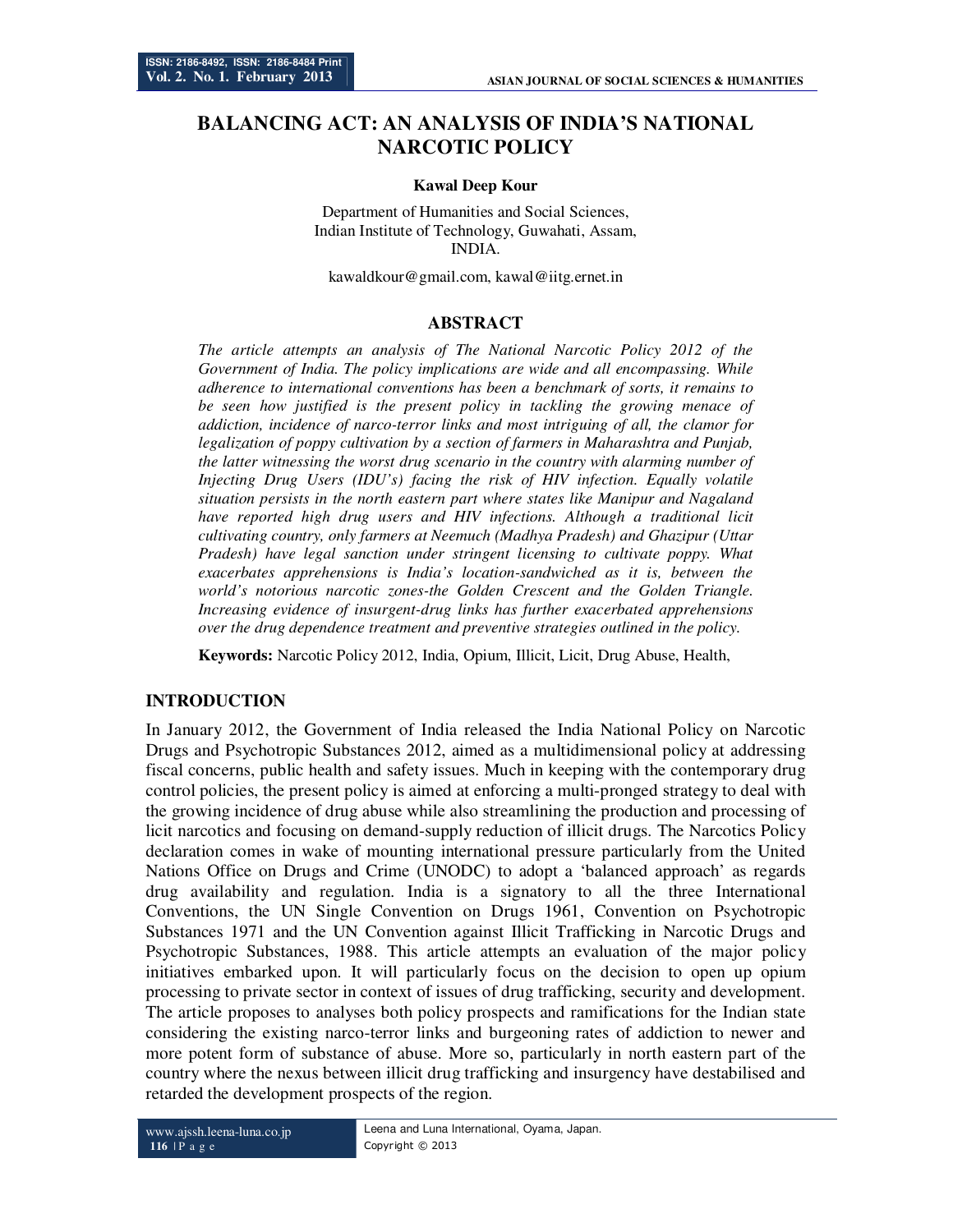# BALANCING ACT: AN ANALYSIS OF INDIA'S NATIONAL NARCOTIC POLICY

**Kawal Deep Kour**

Department of Humanities and Social Sciences,
Indian Institute of Technology, Guwahati, Assam,
INDIA.

kawaldkour@gmail.com, kawal@iitg.ernet.in

## ABSTRACT

*The article attempts an analysis of The National Narcotic Policy 2012 of the Government of India. The policy implications are wide and all encompassing. While adherence to international conventions has been a benchmark of sorts, it remains to be seen how justified is the present policy in tackling the growing menace of addiction, incidence of narco-terror links and most intriguing of all, the clamor for legalization of poppy cultivation by a section of farmers in Maharashtra and Punjab, the latter witnessing the worst drug scenario in the country with alarming number of Injecting Drug Users (IDU's) facing the risk of HIV infection. Equally volatile situation persists in the north eastern part where states like Manipur and Nagaland have reported high drug users and HIV infections. Although a traditional licit cultivating country, only farmers at Neemuch (Madhya Pradesh) and Ghazipur (Uttar Pradesh) have legal sanction under stringent licensing to cultivate poppy. What exacerbates apprehensions is India's location-sandwiched as it is, between the world's notorious narcotic zones-the Golden Crescent and the Golden Triangle. Increasing evidence of insurgent-drug links has further exacerbated apprehensions over the drug dependence treatment and preventive strategies outlined in the policy.*

**Keywords:** Narcotic Policy 2012, India, Opium, Illicit, Licit, Drug Abuse, Health,

## INTRODUCTION

In January 2012, the Government of India released the India National Policy on Narcotic Drugs and Psychotropic Substances 2012, aimed as a multidimensional policy at addressing fiscal concerns, public health and safety issues. Much in keeping with the contemporary drug control policies, the present policy is aimed at enforcing a multi-pronged strategy to deal with the growing incidence of drug abuse while also streamlining the production and processing of licit narcotics and focusing on demand-supply reduction of illicit drugs. The Narcotics Policy declaration comes in wake of mounting international pressure particularly from the United Nations Office on Drugs and Crime (UNODC) to adopt a 'balanced approach' as regards drug availability and regulation. India is a signatory to all the three International Conventions, the UN Single Convention on Drugs 1961, Convention on Psychotropic Substances 1971 and the UN Convention against Illicit Trafficking in Narcotic Drugs and Psychotropic Substances, 1988. This article attempts an evaluation of the major policy initiatives embarked upon. It will particularly focus on the decision to open up opium processing to private sector in context of issues of drug trafficking, security and development. The article proposes to analyses both policy prospects and ramifications for the Indian state considering the existing narco-terror links and burgeoning rates of addiction to newer and more potent form of substance of abuse. More so, particularly in north eastern part of the country where the nexus between illicit drug trafficking and insurgency have destabilised and retarded the development prospects of the region.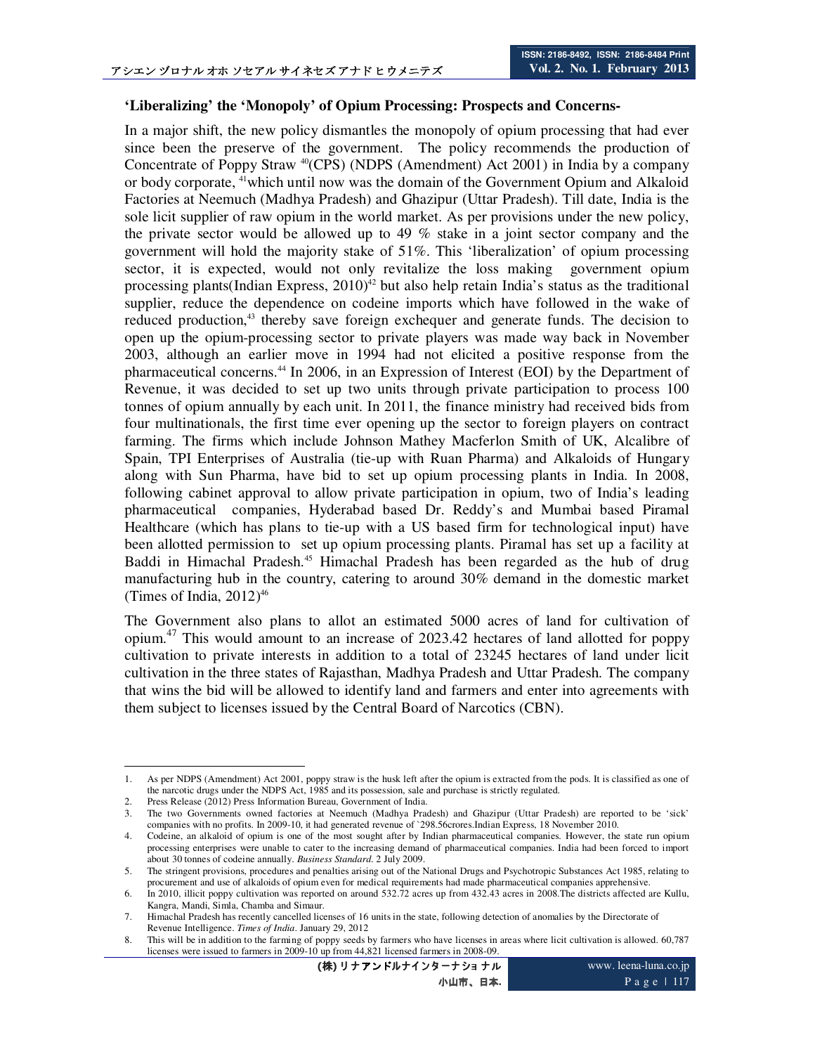**'Liberalizing' the 'Monopoly' of Opium Processing: Prospects and Concerns-**

In a major shift, the new policy dismantles the monopoly of opium processing that had ever since been the preserve of the government. The policy recommends the production of Concentrate of Poppy Straw [40](CPS) (NDPS (Amendment) Act 2001) in India by a company or body corporate, [41]which until now was the domain of the Government Opium and Alkaloid Factories at Neemuch (Madhya Pradesh) and Ghazipur (Uttar Pradesh). Till date, India is the sole licit supplier of raw opium in the world market. As per provisions under the new policy, the private sector would be allowed up to 49 % stake in a joint sector company and the government will hold the majority stake of 51%. This 'liberalization' of opium processing sector, it is expected, would not only revitalize the loss making government opium processing plants(Indian Express, 2010)[42] but also help retain India's status as the traditional supplier, reduce the dependence on codeine imports which have followed in the wake of reduced production,[43] thereby save foreign exchequer and generate funds. The decision to open up the opium-processing sector to private players was made way back in November 2003, although an earlier move in 1994 had not elicited a positive response from the pharmaceutical concerns.[44] In 2006, in an Expression of Interest (EOI) by the Department of Revenue, it was decided to set up two units through private participation to process 100 tonnes of opium annually by each unit. In 2011, the finance ministry had received bids from four multinationals, the first time ever opening up the sector to foreign players on contract farming. The firms which include Johnson Mathey Macferlon Smith of UK, Alcalibre of Spain, TPI Enterprises of Australia (tie-up with Ruan Pharma) and Alkaloids of Hungary along with Sun Pharma, have bid to set up opium processing plants in India. In 2008, following cabinet approval to allow private participation in opium, two of India's leading pharmaceutical companies, Hyderabad based Dr. Reddy's and Mumbai based Piramal Healthcare (which has plans to tie-up with a US based firm for technological input) have been allotted permission to set up opium processing plants. Piramal has set up a facility at Baddi in Himachal Pradesh.[45] Himachal Pradesh has been regarded as the hub of drug manufacturing hub in the country, catering to around 30% demand in the domestic market (Times of India, 2012)[46]

The Government also plans to allot an estimated 5000 acres of land for cultivation of opium.[47] This would amount to an increase of 2023.42 hectares of land allotted for poppy cultivation to private interests in addition to a total of 23245 hectares of land under licit cultivation in the three states of Rajasthan, Madhya Pradesh and Uttar Pradesh. The company that wins the bid will be allowed to identify land and farmers and enter into agreements with them subject to licenses issued by the Central Board of Narcotics (CBN).

---

1. As per NDPS (Amendment) Act 2001, poppy straw is the husk left after the opium is extracted from the pods. It is classified as one of the narcotic drugs under the NDPS Act, 1985 and its possession, sale and purchase is strictly regulated.
2. Press Release (2012) Press Information Bureau, Government of India.
3. The two Governments owned factories at Neemuch (Madhya Pradesh) and Ghazipur (Uttar Pradesh) are reported to be 'sick' companies with no profits. In 2009-10, it had generated revenue of `298.56crores.Indian Express, 18 November 2010.
4. Codeine, an alkaloid of opium is one of the most sought after by Indian pharmaceutical companies. However, the state run opium processing enterprises were unable to cater to the increasing demand of pharmaceutical companies. India had been forced to import about 30 tonnes of codeine annually. *Business Standard*. 2 July 2009.
5. The stringent provisions, procedures and penalties arising out of the National Drugs and Psychotropic Substances Act 1985, relating to procurement and use of alkaloids of opium even for medical requirements had made pharmaceutical companies apprehensive.
6. In 2010, illicit poppy cultivation was reported on around 532.72 acres up from 432.43 acres in 2008.The districts affected are Kullu, Kangra, Mandi, Simla, Chamba and Simaur.
7. Himachal Pradesh has recently cancelled licenses of 16 units in the state, following detection of anomalies by the Directorate of Revenue Intelligence. *Times of India*. January 29, 2012
8. This will be in addition to the farming of poppy seeds by farmers who have licenses in areas where licit cultivation is allowed. 60,787 licenses were issued to farmers in 2009-10 up from 44,821 licensed farmers in 2008-09.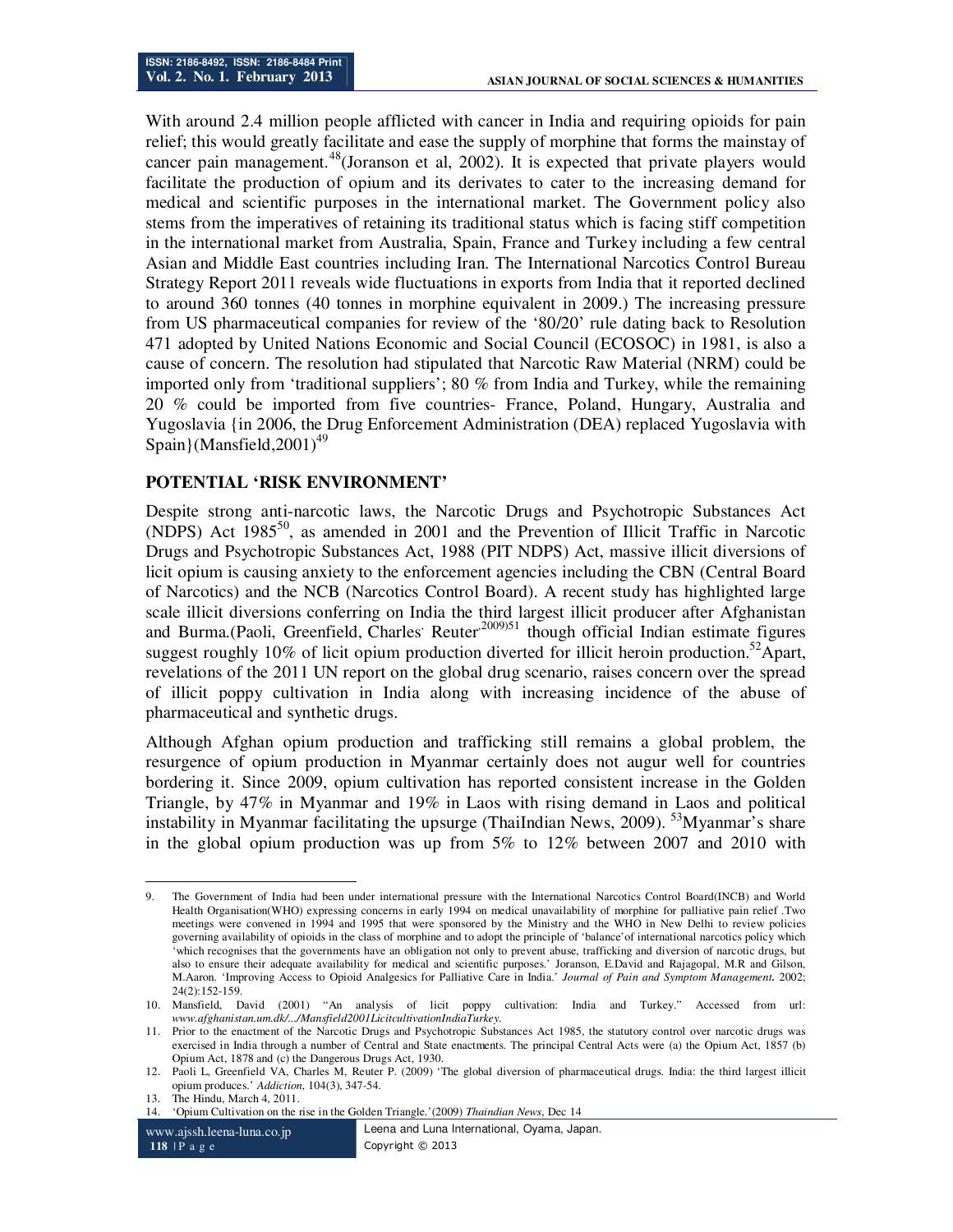With around 2.4 million people afflicted with cancer in India and requiring opioids for pain relief; this would greatly facilitate and ease the supply of morphine that forms the mainstay of cancer pain management.[48](Joranson et al, 2002). It is expected that private players would facilitate the production of opium and its derivates to cater to the increasing demand for medical and scientific purposes in the international market. The Government policy also stems from the imperatives of retaining its traditional status which is facing stiff competition in the international market from Australia, Spain, France and Turkey including a few central Asian and Middle East countries including Iran. The International Narcotics Control Bureau Strategy Report 2011 reveals wide fluctuations in exports from India that it reported declined to around 360 tonnes (40 tonnes in morphine equivalent in 2009.) The increasing pressure from US pharmaceutical companies for review of the '80/20' rule dating back to Resolution 471 adopted by United Nations Economic and Social Council (ECOSOC) in 1981, is also a cause of concern. The resolution had stipulated that Narcotic Raw Material (NRM) could be imported only from 'traditional suppliers'; 80 % from India and Turkey, while the remaining 20 % could be imported from five countries- France, Poland, Hungary, Australia and Yugoslavia {in 2006, the Drug Enforcement Administration (DEA) replaced Yugoslavia with Spain}(Mansfield,2001)[49]

## POTENTIAL 'RISK ENVIRONMENT'

Despite strong anti-narcotic laws, the Narcotic Drugs and Psychotropic Substances Act (NDPS) Act 1985[50], as amended in 2001 and the Prevention of Illicit Traffic in Narcotic Drugs and Psychotropic Substances Act, 1988 (PIT NDPS) Act, massive illicit diversions of licit opium is causing anxiety to the enforcement agencies including the CBN (Central Board of Narcotics) and the NCB (Narcotics Control Board). A recent study has highlighted large scale illicit diversions conferring on India the third largest illicit producer after Afghanistan and Burma.(Paoli, Greenfield, Charles, Reuter,2009)[51] though official Indian estimate figures suggest roughly 10% of licit opium production diverted for illicit heroin production.[52]Apart, revelations of the 2011 UN report on the global drug scenario, raises concern over the spread of illicit poppy cultivation in India along with increasing incidence of the abuse of pharmaceutical and synthetic drugs.

Although Afghan opium production and trafficking still remains a global problem, the resurgence of opium production in Myanmar certainly does not augur well for countries bordering it. Since 2009, opium cultivation has reported consistent increase in the Golden Triangle, by 47% in Myanmar and 19% in Laos with rising demand in Laos and political instability in Myanmar facilitating the upsurge (ThaiIndian News, 2009). [53]Myanmar's share in the global opium production was up from 5% to 12% between 2007 and 2010 with

---

9. The Government of India had been under international pressure with the International Narcotics Control Board(INCB) and World Health Organisation(WHO) expressing concerns in early 1994 on medical unavailability of morphine for palliative pain relief .Two meetings were convened in 1994 and 1995 that were sponsored by the Ministry and the WHO in New Delhi to review policies governing availability of opioids in the class of morphine and to adopt the principle of 'balance'of international narcotics policy which 'which recognises that the governments have an obligation not only to prevent abuse, trafficking and diversion of narcotic drugs, but also to ensure their adequate availability for medical and scientific purposes.' Joranson, E.David and Rajagopal, M.R and Gilson, M.Aaron. 'Improving Access to Opioid Analgesics for Palliative Care in India.' *Journal of Pain and Symptom Management***.** 2002; 24(2):152-159.
10. Mansfield, David (2001) "An analysis of licit poppy cultivation: India and Turkey." Accessed from url: *www.afghanistan.um.dk/.../Mansfield2001LicitcultivationIndiaTurkey.*
11. Prior to the enactment of the Narcotic Drugs and Psychotropic Substances Act 1985, the statutory control over narcotic drugs was exercised in India through a number of Central and State enactments. The principal Central Acts were (a) the Opium Act, 1857 (b) Opium Act, 1878 and (c) the Dangerous Drugs Act, 1930.
12. Paoli L, Greenfield VA, Charles M, Reuter P. (2009) 'The global diversion of pharmaceutical drugs. India: the third largest illicit opium produces.' *Addiction*, 104(3), 347-54.
13. The Hindu, March 4, 2011.
14. 'Opium Cultivation on the rise in the Golden Triangle.'(2009) *Thaindian News*, Dec 14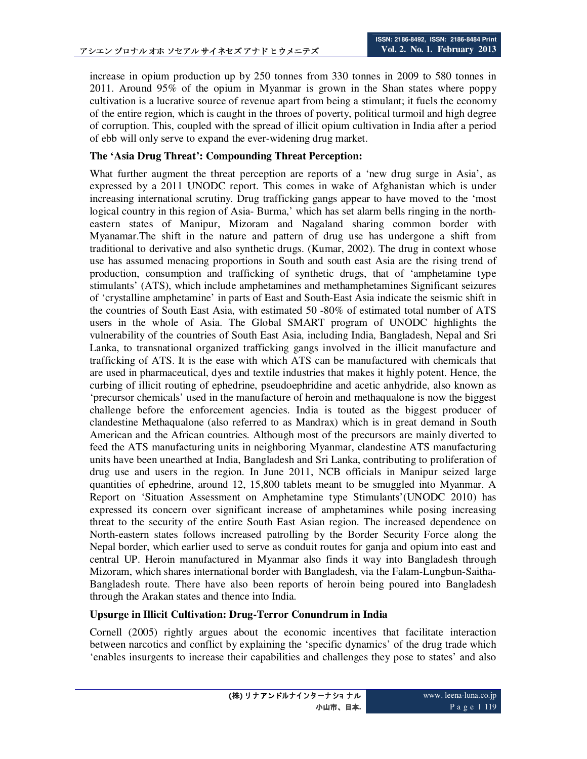increase in opium production up by 250 tonnes from 330 tonnes in 2009 to 580 tonnes in 2011. Around 95% of the opium in Myanmar is grown in the Shan states where poppy cultivation is a lucrative source of revenue apart from being a stimulant; it fuels the economy of the entire region, which is caught in the throes of poverty, political turmoil and high degree of corruption. This, coupled with the spread of illicit opium cultivation in India after a period of ebb will only serve to expand the ever-widening drug market.

**The 'Asia Drug Threat': Compounding Threat Perception:**

What further augment the threat perception are reports of a 'new drug surge in Asia', as expressed by a 2011 UNODC report. This comes in wake of Afghanistan which is under increasing international scrutiny. Drug trafficking gangs appear to have moved to the 'most logical country in this region of Asia- Burma,' which has set alarm bells ringing in the north-eastern states of Manipur, Mizoram and Nagaland sharing common border with Myanamar.The shift in the nature and pattern of drug use has undergone a shift from traditional to derivative and also synthetic drugs. (Kumar, 2002). The drug in context whose use has assumed menacing proportions in South and south east Asia are the rising trend of production, consumption and trafficking of synthetic drugs, that of 'amphetamine type stimulants' (ATS), which include amphetamines and methamphetamines Significant seizures of 'crystalline amphetamine' in parts of East and South-East Asia indicate the seismic shift in the countries of South East Asia, with estimated 50 -80% of estimated total number of ATS users in the whole of Asia. The Global SMART program of UNODC highlights the vulnerability of the countries of South East Asia, including India, Bangladesh, Nepal and Sri Lanka, to transnational organized trafficking gangs involved in the illicit manufacture and trafficking of ATS. It is the ease with which ATS can be manufactured with chemicals that are used in pharmaceutical, dyes and textile industries that makes it highly potent. Hence, the curbing of illicit routing of ephedrine, pseudoephridine and acetic anhydride, also known as 'precursor chemicals' used in the manufacture of heroin and methaqualone is now the biggest challenge before the enforcement agencies. India is touted as the biggest producer of clandestine Methaqualone (also referred to as Mandrax) which is in great demand in South American and the African countries. Although most of the precursors are mainly diverted to feed the ATS manufacturing units in neighboring Myanmar, clandestine ATS manufacturing units have been unearthed at India, Bangladesh and Sri Lanka, contributing to proliferation of drug use and users in the region. In June 2011, NCB officials in Manipur seized large quantities of ephedrine, around 12, 15,800 tablets meant to be smuggled into Myanmar. A Report on 'Situation Assessment on Amphetamine type Stimulants'(UNODC 2010) has expressed its concern over significant increase of amphetamines while posing increasing threat to the security of the entire South East Asian region. The increased dependence on North-eastern states follows increased patrolling by the Border Security Force along the Nepal border, which earlier used to serve as conduit routes for ganja and opium into east and central UP. Heroin manufactured in Myanmar also finds it way into Bangladesh through Mizoram, which shares international border with Bangladesh, via the Falam-Lungbun-Saitha-Bangladesh route. There have also been reports of heroin being poured into Bangladesh through the Arakan states and thence into India.

**Upsurge in Illicit Cultivation: Drug-Terror Conundrum in India**

Cornell (2005) rightly argues about the economic incentives that facilitate interaction between narcotics and conflict by explaining the 'specific dynamics' of the drug trade which 'enables insurgents to increase their capabilities and challenges they pose to states' and also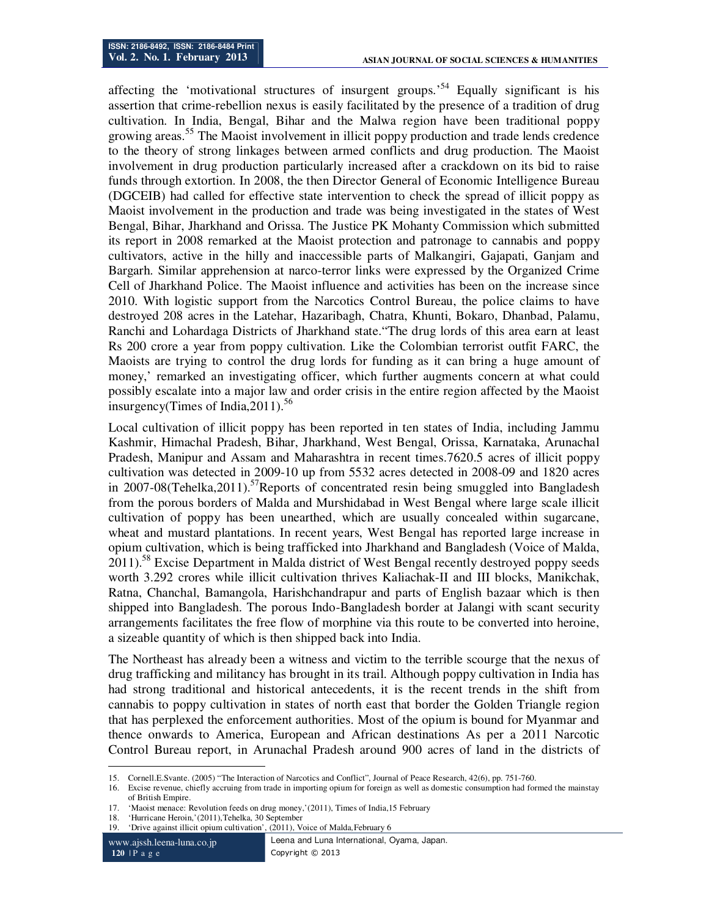affecting the 'motivational structures of insurgent groups.'[54] Equally significant is his assertion that crime-rebellion nexus is easily facilitated by the presence of a tradition of drug cultivation. In India, Bengal, Bihar and the Malwa region have been traditional poppy growing areas.[55] The Maoist involvement in illicit poppy production and trade lends credence to the theory of strong linkages between armed conflicts and drug production. The Maoist involvement in drug production particularly increased after a crackdown on its bid to raise funds through extortion. In 2008, the then Director General of Economic Intelligence Bureau (DGCEIB) had called for effective state intervention to check the spread of illicit poppy as Maoist involvement in the production and trade was being investigated in the states of West Bengal, Bihar, Jharkhand and Orissa. The Justice PK Mohanty Commission which submitted its report in 2008 remarked at the Maoist protection and patronage to cannabis and poppy cultivators, active in the hilly and inaccessible parts of Malkangiri, Gajapati, Ganjam and Bargarh. Similar apprehension at narco-terror links were expressed by the Organized Crime Cell of Jharkhand Police. The Maoist influence and activities has been on the increase since 2010. With logistic support from the Narcotics Control Bureau, the police claims to have destroyed 208 acres in the Latehar, Hazaribagh, Chatra, Khunti, Bokaro, Dhanbad, Palamu, Ranchi and Lohardaga Districts of Jharkhand state."The drug lords of this area earn at least Rs 200 crore a year from poppy cultivation. Like the Colombian terrorist outfit FARC, the Maoists are trying to control the drug lords for funding as it can bring a huge amount of money,' remarked an investigating officer, which further augments concern at what could possibly escalate into a major law and order crisis in the entire region affected by the Maoist insurgency(Times of India,2011).[56]

Local cultivation of illicit poppy has been reported in ten states of India, including Jammu Kashmir, Himachal Pradesh, Bihar, Jharkhand, West Bengal, Orissa, Karnataka, Arunachal Pradesh, Manipur and Assam and Maharashtra in recent times.7620.5 acres of illicit poppy cultivation was detected in 2009-10 up from 5532 acres detected in 2008-09 and 1820 acres in 2007-08(Tehelka,2011).[57]Reports of concentrated resin being smuggled into Bangladesh from the porous borders of Malda and Murshidabad in West Bengal where large scale illicit cultivation of poppy has been unearthed, which are usually concealed within sugarcane, wheat and mustard plantations. In recent years, West Bengal has reported large increase in opium cultivation, which is being trafficked into Jharkhand and Bangladesh (Voice of Malda, 2011).[58] Excise Department in Malda district of West Bengal recently destroyed poppy seeds worth 3.292 crores while illicit cultivation thrives Kaliachak-II and III blocks, Manikchak, Ratna, Chanchal, Bamangola, Harishchandrapur and parts of English bazaar which is then shipped into Bangladesh. The porous Indo-Bangladesh border at Jalangi with scant security arrangements facilitates the free flow of morphine via this route to be converted into heroine, a sizeable quantity of which is then shipped back into India.

The Northeast has already been a witness and victim to the terrible scourge that the nexus of drug trafficking and militancy has brought in its trail. Although poppy cultivation in India has had strong traditional and historical antecedents, it is the recent trends in the shift from cannabis to poppy cultivation in states of north east that border the Golden Triangle region that has perplexed the enforcement authorities. Most of the opium is bound for Myanmar and thence onwards to America, European and African destinations As per a 2011 Narcotic Control Bureau report, in Arunachal Pradesh around 900 acres of land in the districts of

---

15. Cornell.E.Svante. (2005) "The Interaction of Narcotics and Conflict", Journal of Peace Research, 42(6), pp. 751-760.
16. Excise revenue, chiefly accruing from trade in importing opium for foreign as well as domestic consumption had formed the mainstay of British Empire.
17. 'Maoist menace: Revolution feeds on drug money,'(2011), Times of India,15 February
18. 'Hurricane Heroin,'(2011),Tehelka, 30 September
19. 'Drive against illicit opium cultivation', (2011), Voice of Malda,February 6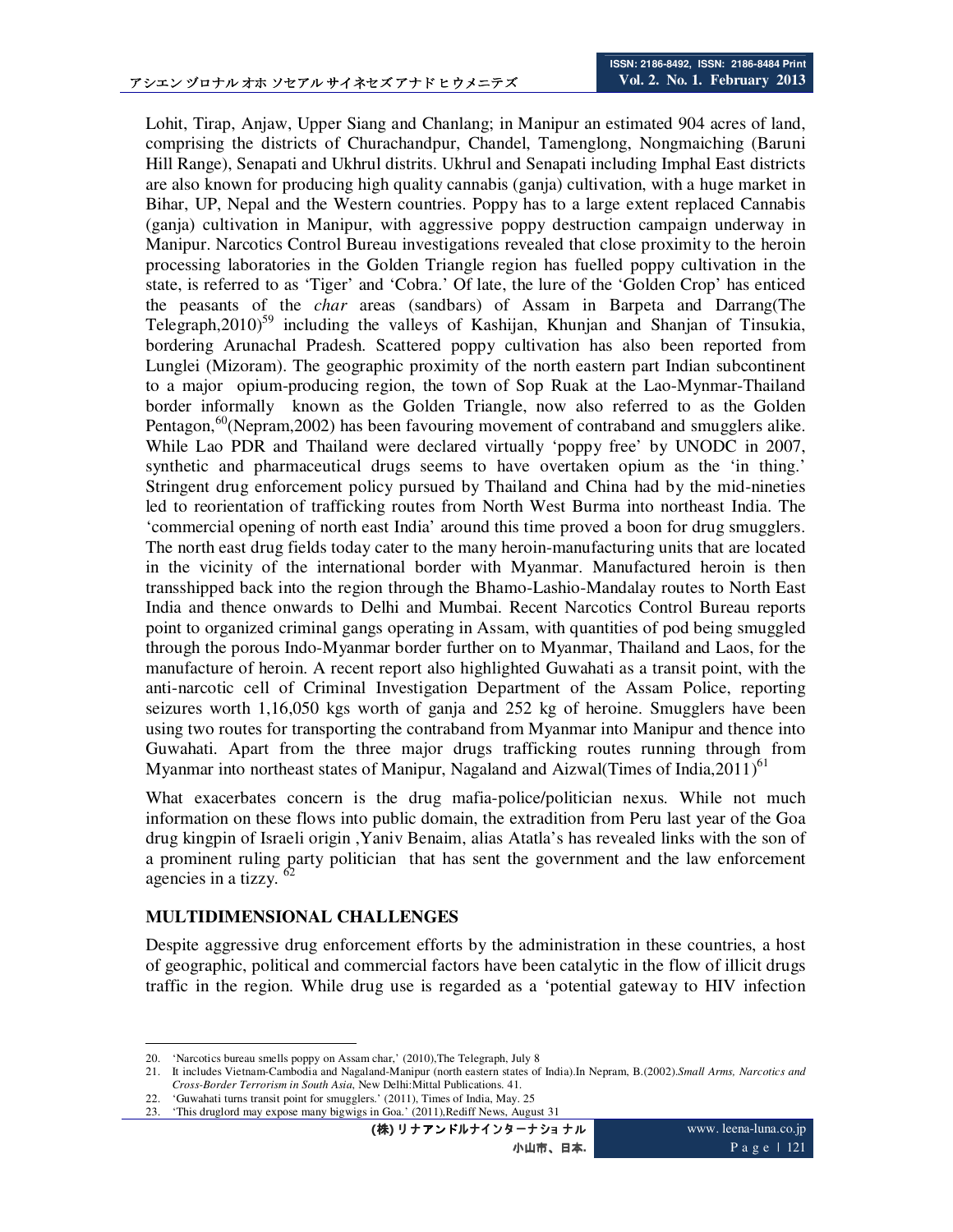Lohit, Tirap, Anjaw, Upper Siang and Chanlang; in Manipur an estimated 904 acres of land, comprising the districts of Churachandpur, Chandel, Tamenglong, Nongmaiching (Baruni Hill Range), Senapati and Ukhrul distrits. Ukhrul and Senapati including Imphal East districts are also known for producing high quality cannabis (ganja) cultivation, with a huge market in Bihar, UP, Nepal and the Western countries. Poppy has to a large extent replaced Cannabis (ganja) cultivation in Manipur, with aggressive poppy destruction campaign underway in Manipur. Narcotics Control Bureau investigations revealed that close proximity to the heroin processing laboratories in the Golden Triangle region has fuelled poppy cultivation in the state, is referred to as 'Tiger' and 'Cobra.' Of late, the lure of the 'Golden Crop' has enticed the peasants of the *char* areas (sandbars) of Assam in Barpeta and Darrang(The Telegraph,2010)[59] including the valleys of Kashijan, Khunjan and Shanjan of Tinsukia, bordering Arunachal Pradesh. Scattered poppy cultivation has also been reported from Lunglei (Mizoram). The geographic proximity of the north eastern part Indian subcontinent to a major opium-producing region, the town of Sop Ruak at the Lao-Mynmar-Thailand border informally known as the Golden Triangle, now also referred to as the Golden Pentagon,[60](Nepram,2002) has been favouring movement of contraband and smugglers alike. While Lao PDR and Thailand were declared virtually 'poppy free' by UNODC in 2007, synthetic and pharmaceutical drugs seems to have overtaken opium as the 'in thing.' Stringent drug enforcement policy pursued by Thailand and China had by the mid-nineties led to reorientation of trafficking routes from North West Burma into northeast India. The 'commercial opening of north east India' around this time proved a boon for drug smugglers. The north east drug fields today cater to the many heroin-manufacturing units that are located in the vicinity of the international border with Myanmar. Manufactured heroin is then transshipped back into the region through the Bhamo-Lashio-Mandalay routes to North East India and thence onwards to Delhi and Mumbai. Recent Narcotics Control Bureau reports point to organized criminal gangs operating in Assam, with quantities of pod being smuggled through the porous Indo-Myanmar border further on to Myanmar, Thailand and Laos, for the manufacture of heroin. A recent report also highlighted Guwahati as a transit point, with the anti-narcotic cell of Criminal Investigation Department of the Assam Police, reporting seizures worth 1,16,050 kgs worth of ganja and 252 kg of heroine. Smugglers have been using two routes for transporting the contraband from Myanmar into Manipur and thence into Guwahati. Apart from the three major drugs trafficking routes running through from Myanmar into northeast states of Manipur, Nagaland and Aizwal(Times of India,2011)[61]

What exacerbates concern is the drug mafia-police/politician nexus. While not much information on these flows into public domain, the extradition from Peru last year of the Goa drug kingpin of Israeli origin ,Yaniv Benaim, alias Atatla's has revealed links with the son of a prominent ruling party politician that has sent the government and the law enforcement agencies in a tizzy. [62]

## MULTIDIMENSIONAL CHALLENGES

Despite aggressive drug enforcement efforts by the administration in these countries, a host of geographic, political and commercial factors have been catalytic in the flow of illicit drugs traffic in the region. While drug use is regarded as a 'potential gateway to HIV infection

---

20. 'Narcotics bureau smells poppy on Assam char,' (2010),The Telegraph, July 8
21. It includes Vietnam-Cambodia and Nagaland-Manipur (north eastern states of India).In Nepram, B.(2002).*Small Arms, Narcotics and Cross-Border Terrorism in South Asia*, New Delhi:Mittal Publications. 41.
22. 'Guwahati turns transit point for smugglers.' (2011), Times of India, May. 25
23. 'This druglord may expose many bigwigs in Goa.' (2011),Rediff News, August 31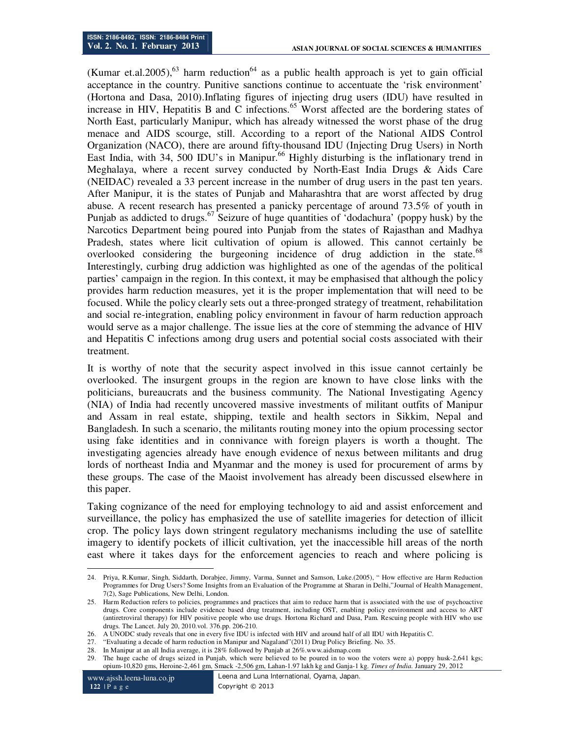(Kumar et.al.2005),[63] harm reduction[64] as a public health approach is yet to gain official acceptance in the country. Punitive sanctions continue to accentuate the 'risk environment' (Hortona and Dasa, 2010).Inflating figures of injecting drug users (IDU) have resulted in increase in HIV, Hepatitis B and C infections.[65] Worst affected are the bordering states of North East, particularly Manipur, which has already witnessed the worst phase of the drug menace and AIDS scourge, still. According to a report of the National AIDS Control Organization (NACO), there are around fifty-thousand IDU (Injecting Drug Users) in North East India, with 34, 500 IDU's in Manipur.[66] Highly disturbing is the inflationary trend in Meghalaya, where a recent survey conducted by North-East India Drugs & Aids Care (NEIDAC) revealed a 33 percent increase in the number of drug users in the past ten years. After Manipur, it is the states of Punjab and Maharashtra that are worst affected by drug abuse. A recent research has presented a panicky percentage of around 73.5% of youth in Punjab as addicted to drugs.[67] Seizure of huge quantities of 'dodachura' (poppy husk) by the Narcotics Department being poured into Punjab from the states of Rajasthan and Madhya Pradesh, states where licit cultivation of opium is allowed. This cannot certainly be overlooked considering the burgeoning incidence of drug addiction in the state.[68] Interestingly, curbing drug addiction was highlighted as one of the agendas of the political parties' campaign in the region. In this context, it may be emphasised that although the policy provides harm reduction measures, yet it is the proper implementation that will need to be focused. While the policy clearly sets out a three-pronged strategy of treatment, rehabilitation and social re-integration, enabling policy environment in favour of harm reduction approach would serve as a major challenge. The issue lies at the core of stemming the advance of HIV and Hepatitis C infections among drug users and potential social costs associated with their treatment.

It is worthy of note that the security aspect involved in this issue cannot certainly be overlooked. The insurgent groups in the region are known to have close links with the politicians, bureaucrats and the business community. The National Investigating Agency (NIA) of India had recently uncovered massive investments of militant outfits of Manipur and Assam in real estate, shipping, textile and health sectors in Sikkim, Nepal and Bangladesh. In such a scenario, the militants routing money into the opium processing sector using fake identities and in connivance with foreign players is worth a thought. The investigating agencies already have enough evidence of nexus between militants and drug lords of northeast India and Myanmar and the money is used for procurement of arms by these groups. The case of the Maoist involvement has already been discussed elsewhere in this paper.

Taking cognizance of the need for employing technology to aid and assist enforcement and surveillance, the policy has emphasized the use of satellite imageries for detection of illicit crop. The policy lays down stringent regulatory mechanisms including the use of satellite imagery to identify pockets of illicit cultivation, yet the inaccessible hill areas of the north east where it takes days for the enforcement agencies to reach and where policing is

---

24. Priya, R.Kumar, Singh, Siddarth, Dorabjee, Jimmy, Varma, Sunnet and Samson, Luke.(2005), " How effective are Harm Reduction Programmes for Drug Users? Some Insights from an Evaluation of the Programme at Sharan in Delhi,"Journal of Health Management, 7(2), Sage Publications, New Delhi, London.
25. Harm Reduction refers to policies, programmes and practices that aim to reduce harm that is associated with the use of psychoactive drugs. Core components include evidence based drug treatment, including OST, enabling policy environment and access to ART (antiretroviral therapy) for HIV positive people who use drugs. Hortona Richard and Dasa, Pam. Rescuing people with HIV who use drugs. The Lancet. July 20, 2010.vol. 376.pp. 206-210.
26. A UNODC study reveals that one in every five IDU is infected with HIV and around half of all IDU with Hepatitis C.
27. "Evaluating a decade of harm reduction in Manipur and Nagaland"(2011) Drug Policy Briefing. No. 35.
28. In Manipur at an all India average, it is 28% followed by Punjab at 26%.www.aidsmap.com
29. The huge cache of drugs seized in Punjab, which were believed to be poured in to woo the voters were a) poppy husk-2,641 kgs; opium-10,820 gms, Heroine-2,461 gm, Smack -2,506 gm, Lahan-1.97 lakh kg and Ganja-1 kg. *Times of India.* January 29, 2012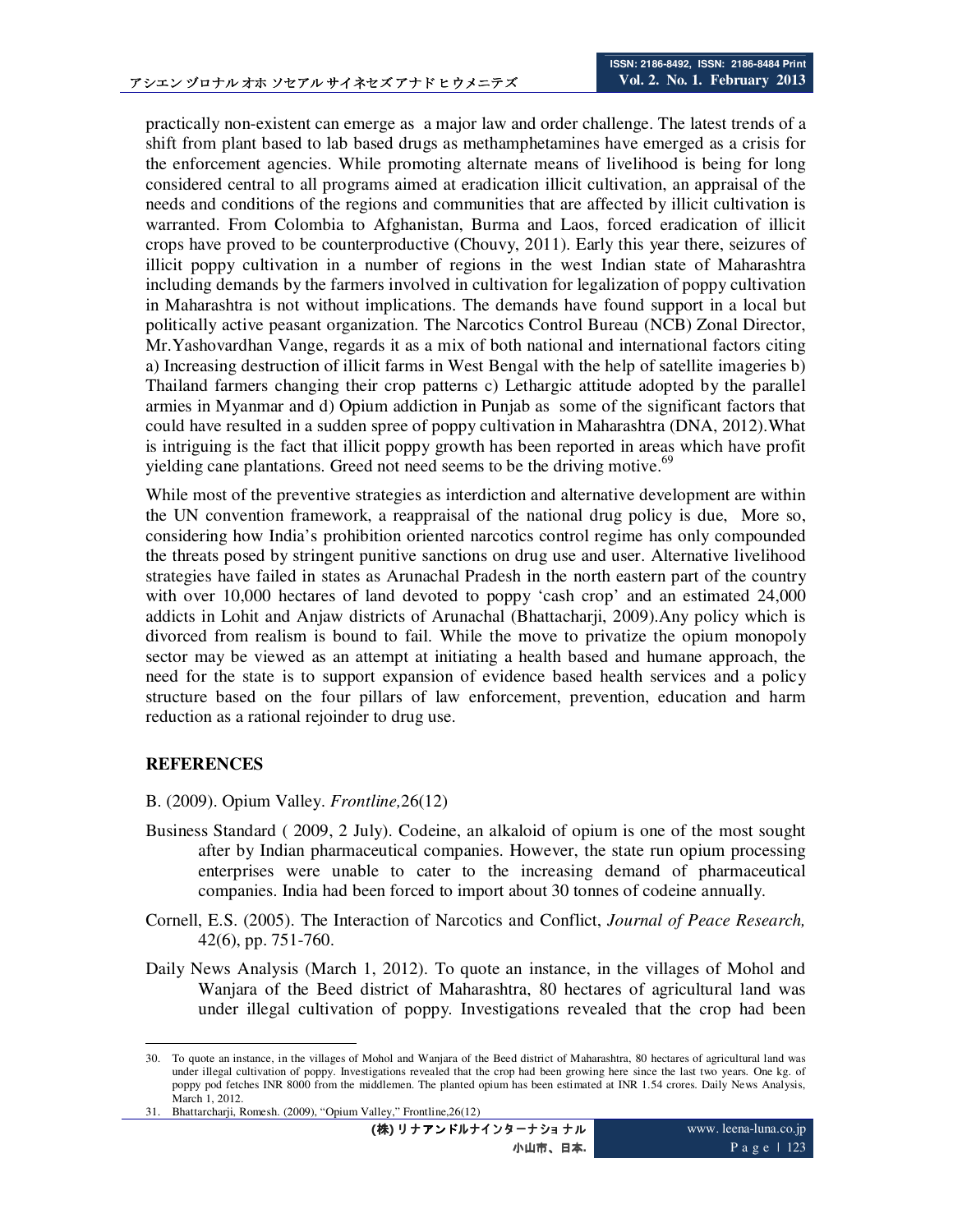practically non-existent can emerge as a major law and order challenge. The latest trends of a shift from plant based to lab based drugs as methamphetamines have emerged as a crisis for the enforcement agencies. While promoting alternate means of livelihood is being for long considered central to all programs aimed at eradication illicit cultivation, an appraisal of the needs and conditions of the regions and communities that are affected by illicit cultivation is warranted. From Colombia to Afghanistan, Burma and Laos, forced eradication of illicit crops have proved to be counterproductive (Chouvy, 2011). Early this year there, seizures of illicit poppy cultivation in a number of regions in the west Indian state of Maharashtra including demands by the farmers involved in cultivation for legalization of poppy cultivation in Maharashtra is not without implications. The demands have found support in a local but politically active peasant organization. The Narcotics Control Bureau (NCB) Zonal Director, Mr.Yashovardhan Vange, regards it as a mix of both national and international factors citing a) Increasing destruction of illicit farms in West Bengal with the help of satellite imageries b) Thailand farmers changing their crop patterns c) Lethargic attitude adopted by the parallel armies in Myanmar and d) Opium addiction in Punjab as some of the significant factors that could have resulted in a sudden spree of poppy cultivation in Maharashtra (DNA, 2012).What is intriguing is the fact that illicit poppy growth has been reported in areas which have profit yielding cane plantations. Greed not need seems to be the driving motive.[69]

While most of the preventive strategies as interdiction and alternative development are within the UN convention framework, a reappraisal of the national drug policy is due, More so, considering how India's prohibition oriented narcotics control regime has only compounded the threats posed by stringent punitive sanctions on drug use and user. Alternative livelihood strategies have failed in states as Arunachal Pradesh in the north eastern part of the country with over 10,000 hectares of land devoted to poppy 'cash crop' and an estimated 24,000 addicts in Lohit and Anjaw districts of Arunachal (Bhattacharji, 2009).Any policy which is divorced from realism is bound to fail. While the move to privatize the opium monopoly sector may be viewed as an attempt at initiating a health based and humane approach, the need for the state is to support expansion of evidence based health services and a policy structure based on the four pillars of law enforcement, prevention, education and harm reduction as a rational rejoinder to drug use.

## REFERENCES

B. (2009). Opium Valley. *Frontline,*26(12)

Business Standard ( 2009, 2 July). Codeine, an alkaloid of opium is one of the most sought after by Indian pharmaceutical companies. However, the state run opium processing enterprises were unable to cater to the increasing demand of pharmaceutical companies. India had been forced to import about 30 tonnes of codeine annually.

Cornell, E.S. (2005). The Interaction of Narcotics and Conflict, *Journal of Peace Research,* 42(6), pp. 751-760.

Daily News Analysis (March 1, 2012). To quote an instance, in the villages of Mohol and Wanjara of the Beed district of Maharashtra, 80 hectares of agricultural land was under illegal cultivation of poppy. Investigations revealed that the crop had been

---

30. To quote an instance, in the villages of Mohol and Wanjara of the Beed district of Maharashtra, 80 hectares of agricultural land was under illegal cultivation of poppy. Investigations revealed that the crop had been growing here since the last two years. One kg. of poppy pod fetches INR 8000 from the middlemen. The planted opium has been estimated at INR 1.54 crores. Daily News Analysis, March 1, 2012.

31. Bhattarcharji, Romesh. (2009), "Opium Valley," Frontline,26(12)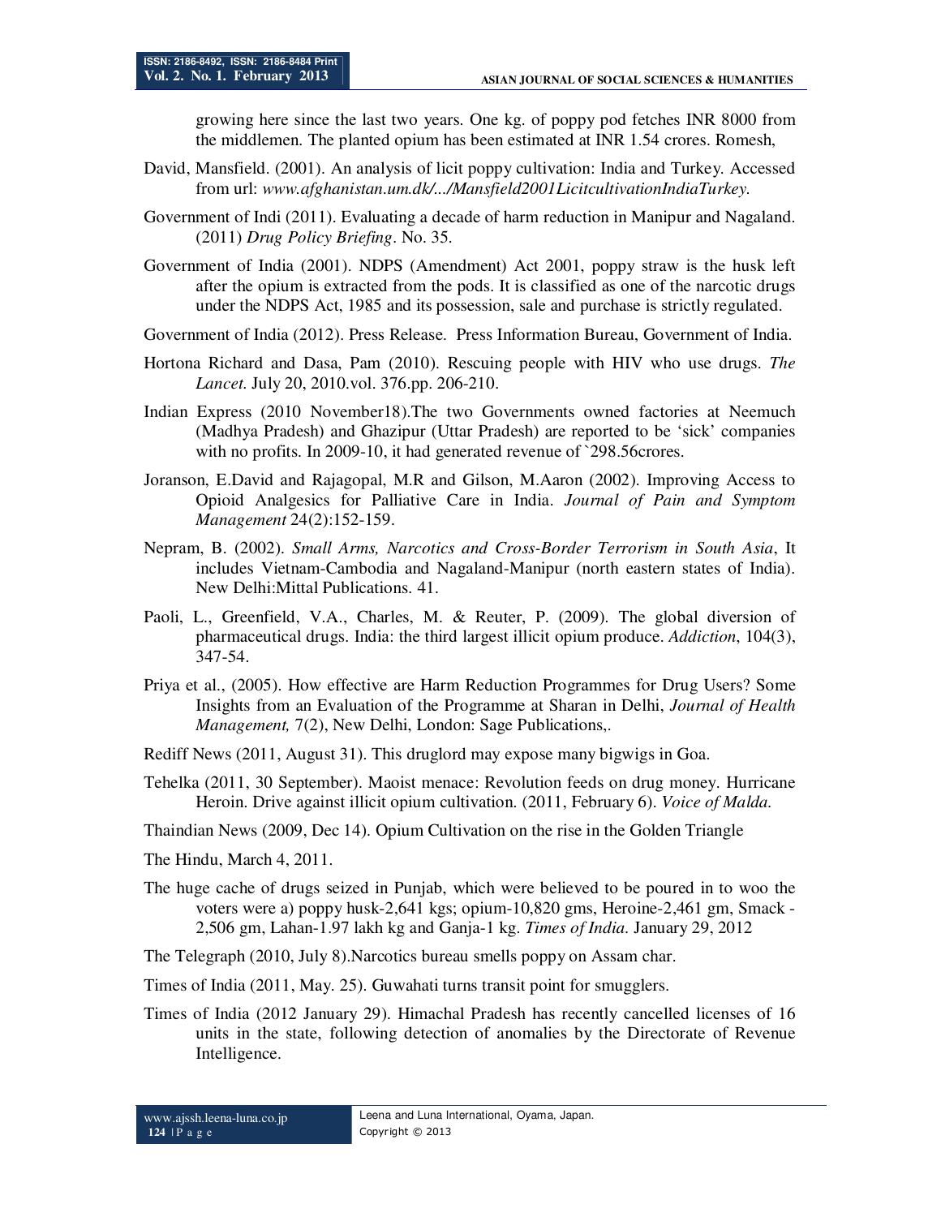growing here since the last two years. One kg. of poppy pod fetches INR 8000 from the middlemen. The planted opium has been estimated at INR 1.54 crores. Romesh,

David, Mansfield. (2001). An analysis of licit poppy cultivation: India and Turkey. Accessed from url: *www.afghanistan.um.dk/.../Mansfield2001LicitcultivationIndiaTurkey.*

Government of Indi (2011). Evaluating a decade of harm reduction in Manipur and Nagaland. (2011) *Drug Policy Briefing*. No. 35.

Government of India (2001). NDPS (Amendment) Act 2001, poppy straw is the husk left after the opium is extracted from the pods. It is classified as one of the narcotic drugs under the NDPS Act, 1985 and its possession, sale and purchase is strictly regulated.

Government of India (2012). Press Release. Press Information Bureau, Government of India.

Hortona Richard and Dasa, Pam (2010). Rescuing people with HIV who use drugs. *The Lancet.* July 20, 2010.vol. 376.pp. 206-210.

Indian Express (2010 November18).The two Governments owned factories at Neemuch (Madhya Pradesh) and Ghazipur (Uttar Pradesh) are reported to be 'sick' companies with no profits. In 2009-10, it had generated revenue of `298.56crores.

Joranson, E.David and Rajagopal, M.R and Gilson, M.Aaron (2002). Improving Access to Opioid Analgesics for Palliative Care in India. *Journal of Pain and Symptom Management* 24(2):152-159.

Nepram, B. (2002). *Small Arms, Narcotics and Cross-Border Terrorism in South Asia*, It includes Vietnam-Cambodia and Nagaland-Manipur (north eastern states of India). New Delhi:Mittal Publications. 41.

Paoli, L., Greenfield, V.A., Charles, M. & Reuter, P. (2009). The global diversion of pharmaceutical drugs. India: the third largest illicit opium produce. *Addiction*, 104(3), 347-54.

Priya et al., (2005). How effective are Harm Reduction Programmes for Drug Users? Some Insights from an Evaluation of the Programme at Sharan in Delhi, *Journal of Health Management,* 7(2), New Delhi, London: Sage Publications,.

Rediff News (2011, August 31). This druglord may expose many bigwigs in Goa.

Tehelka (2011, 30 September). Maoist menace: Revolution feeds on drug money. Hurricane Heroin. Drive against illicit opium cultivation. (2011, February 6). *Voice of Malda.*

Thaindian News (2009, Dec 14). Opium Cultivation on the rise in the Golden Triangle

The Hindu, March 4, 2011.

The huge cache of drugs seized in Punjab, which were believed to be poured in to woo the voters were a) poppy husk-2,641 kgs; opium-10,820 gms, Heroine-2,461 gm, Smack - 2,506 gm, Lahan-1.97 lakh kg and Ganja-1 kg. *Times of India.* January 29, 2012

The Telegraph (2010, July 8).Narcotics bureau smells poppy on Assam char.

Times of India (2011, May. 25). Guwahati turns transit point for smugglers.

Times of India (2012 January 29). Himachal Pradesh has recently cancelled licenses of 16 units in the state, following detection of anomalies by the Directorate of Revenue Intelligence.